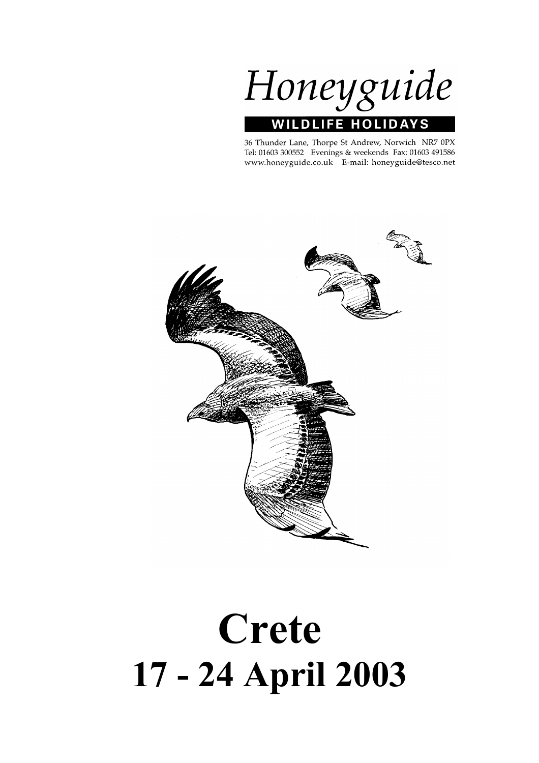# Honeyguide

**WILDLIFE HOLIDAYS**

36 Thunder Lane, Thorpe St Andrew, Norwich NR7 0PX
Tel: 01603 300552 Evenings & weekends Fax: 01603 491586
www.honeyguide.co.uk E-mail: honeyguide@tesco.net

# Crete

# 17 - 24 April 2003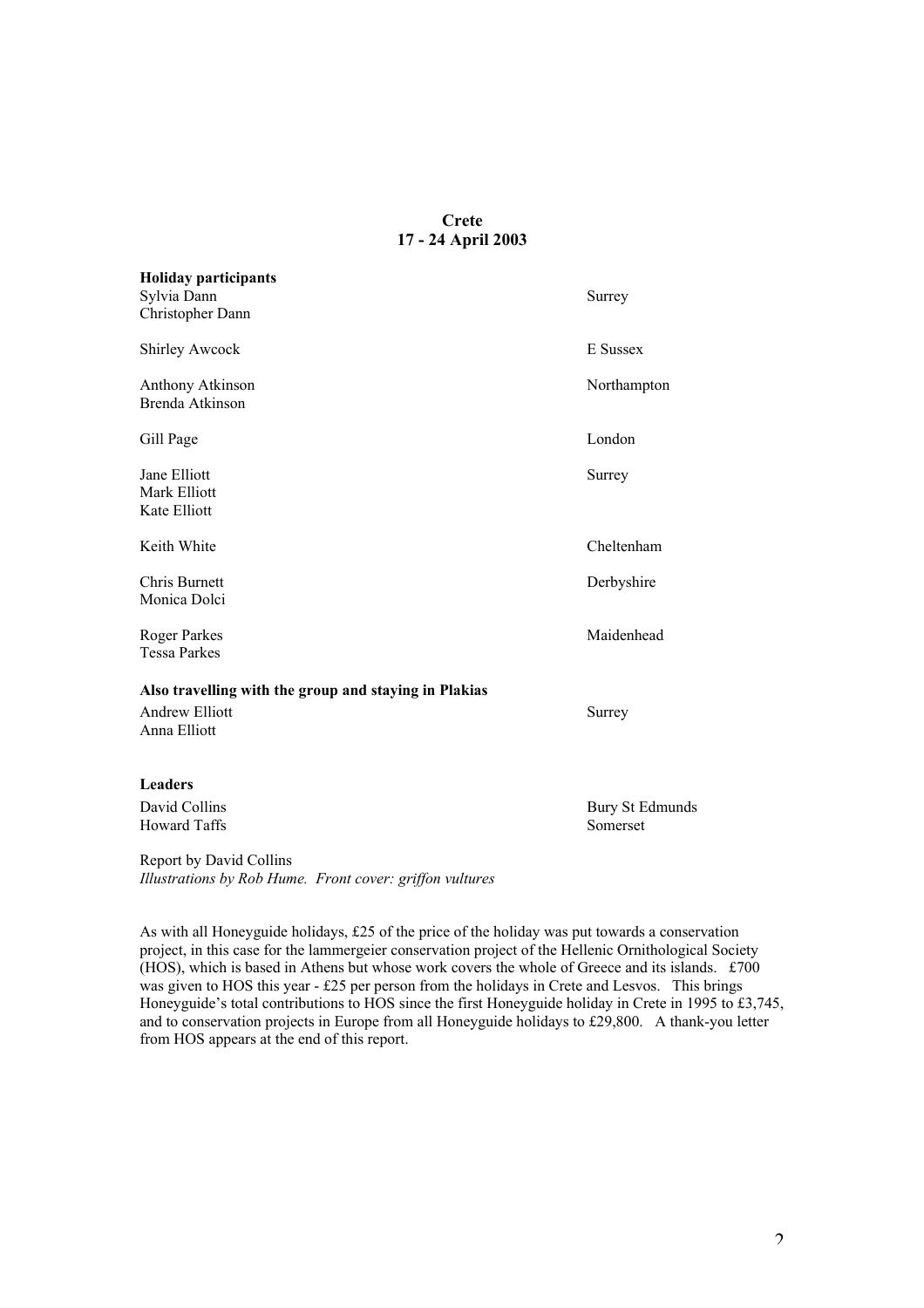# Crete
## 17 - 24 April 2003

**Holiday participants**

| | |
|---|---|
| Sylvia Dann | Surrey |
| Christopher Dann | |
| | |
| Shirley Awcock | E Sussex |
| | |
| Anthony Atkinson | Northampton |
| Brenda Atkinson | |
| | |
| Gill Page | London |
| | |
| Jane Elliott | Surrey |
| Mark Elliott | |
| Kate Elliott | |
| | |
| Keith White | Cheltenham |
| | |
| Chris Burnett | Derbyshire |
| Monica Dolci | |
| | |
| Roger Parkes | Maidenhead |
| Tessa Parkes | |

**Also travelling with the group and staying in Plakias**

| | |
|---|---|
| Andrew Elliott | Surrey |
| Anna Elliott | |

**Leaders**

| | |
|---|---|
| David Collins | Bury St Edmunds |
| Howard Taffs | Somerset |

Report by David Collins
*Illustrations by Rob Hume. Front cover: griffon vultures*

As with all Honeyguide holidays, £25 of the price of the holiday was put towards a conservation project, in this case for the lammergeier conservation project of the Hellenic Ornithological Society (HOS), which is based in Athens but whose work covers the whole of Greece and its islands. £700 was given to HOS this year - £25 per person from the holidays in Crete and Lesvos. This brings Honeyguide's total contributions to HOS since the first Honeyguide holiday in Crete in 1995 to £3,745, and to conservation projects in Europe from all Honeyguide holidays to £29,800. A thank-you letter from HOS appears at the end of this report.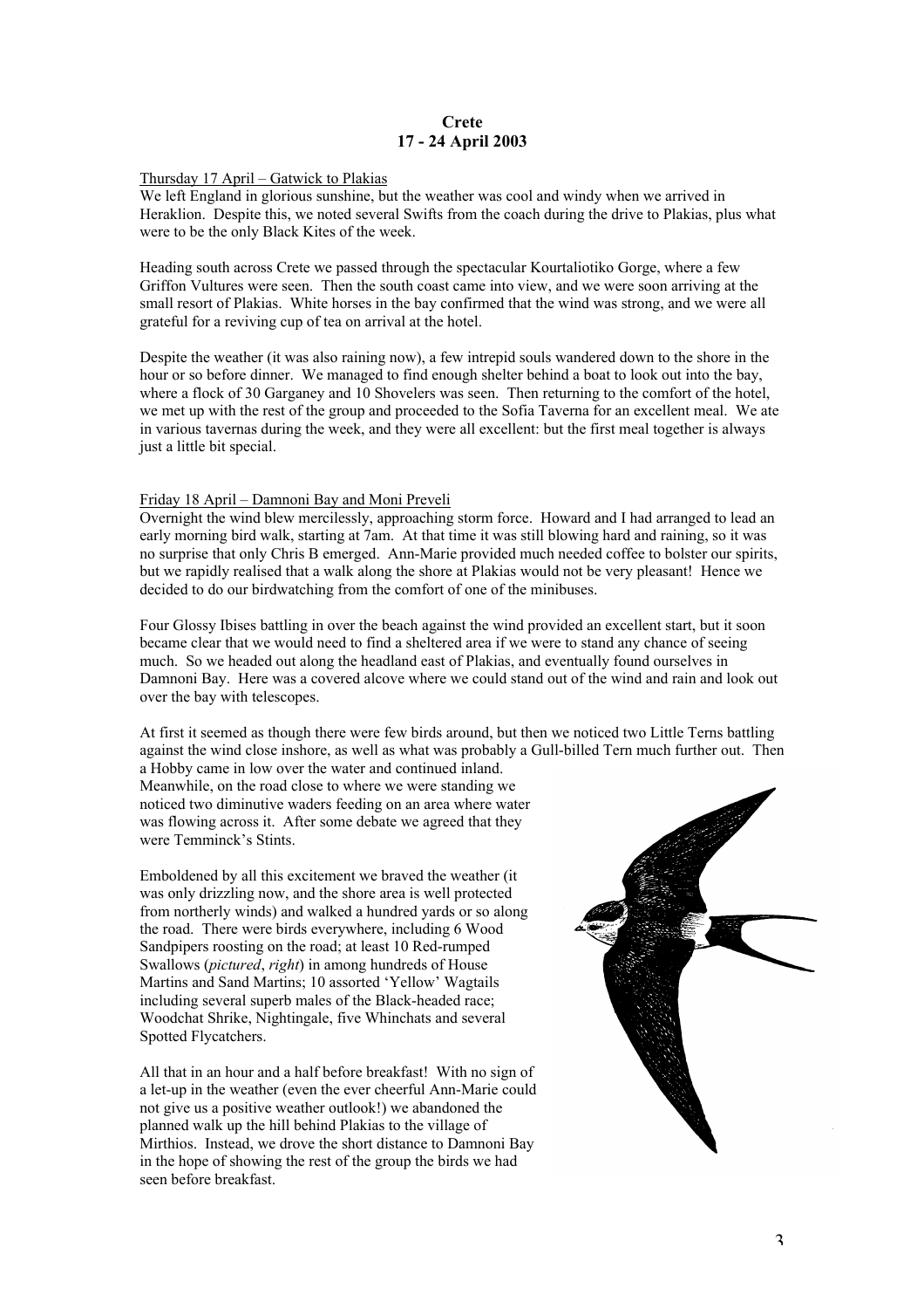**Crete**
**17 - 24 April 2003**

Thursday 17 April – Gatwick to Plakias

We left England in glorious sunshine, but the weather was cool and windy when we arrived in Heraklion. Despite this, we noted several Swifts from the coach during the drive to Plakias, plus what were to be the only Black Kites of the week.

Heading south across Crete we passed through the spectacular Kourtaliotiko Gorge, where a few Griffon Vultures were seen. Then the south coast came into view, and we were soon arriving at the small resort of Plakias. White horses in the bay confirmed that the wind was strong, and we were all grateful for a reviving cup of tea on arrival at the hotel.

Despite the weather (it was also raining now), a few intrepid souls wandered down to the shore in the hour or so before dinner. We managed to find enough shelter behind a boat to look out into the bay, where a flock of 30 Garganey and 10 Shovelers was seen. Then returning to the comfort of the hotel, we met up with the rest of the group and proceeded to the Sofia Taverna for an excellent meal. We ate in various tavernas during the week, and they were all excellent: but the first meal together is always just a little bit special.

Friday 18 April – Damnoni Bay and Moni Preveli

Overnight the wind blew mercilessly, approaching storm force. Howard and I had arranged to lead an early morning bird walk, starting at 7am. At that time it was still blowing hard and raining, so it was no surprise that only Chris B emerged. Ann-Marie provided much needed coffee to bolster our spirits, but we rapidly realised that a walk along the shore at Plakias would not be very pleasant! Hence we decided to do our birdwatching from the comfort of one of the minibuses.

Four Glossy Ibises battling in over the beach against the wind provided an excellent start, but it soon became clear that we would need to find a sheltered area if we were to stand any chance of seeing much. So we headed out along the headland east of Plakias, and eventually found ourselves in Damnoni Bay. Here was a covered alcove where we could stand out of the wind and rain and look out over the bay with telescopes.

At first it seemed as though there were few birds around, but then we noticed two Little Terns battling against the wind close inshore, as well as what was probably a Gull-billed Tern much further out. Then a Hobby came in low over the water and continued inland. Meanwhile, on the road close to where we were standing we noticed two diminutive waders feeding on an area where water was flowing across it. After some debate we agreed that they were Temminck's Stints.

Emboldened by all this excitement we braved the weather (it was only drizzling now, and the shore area is well protected from northerly winds) and walked a hundred yards or so along the road. There were birds everywhere, including 6 Wood Sandpipers roosting on the road; at least 10 Red-rumped Swallows (*pictured*, *right*) in among hundreds of House Martins and Sand Martins; 10 assorted 'Yellow' Wagtails including several superb males of the Black-headed race; Woodchat Shrike, Nightingale, five Whinchats and several Spotted Flycatchers.

All that in an hour and a half before breakfast! With no sign of a let-up in the weather (even the ever cheerful Ann-Marie could not give us a positive weather outlook!) we abandoned the planned walk up the hill behind Plakias to the village of Mirthios. Instead, we drove the short distance to Damnoni Bay in the hope of showing the rest of the group the birds we had seen before breakfast.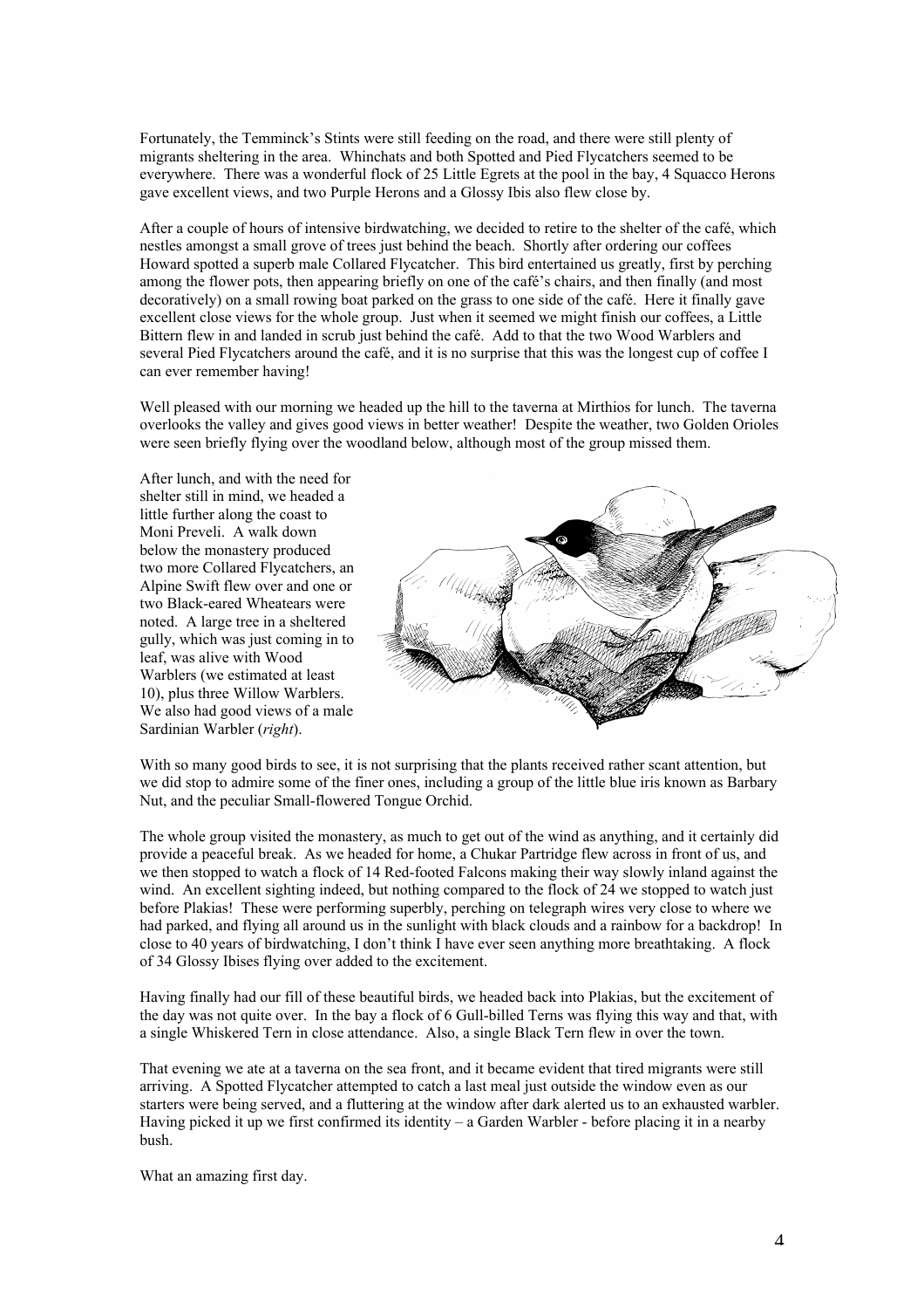Fortunately, the Temminck's Stints were still feeding on the road, and there were still plenty of migrants sheltering in the area. Whinchats and both Spotted and Pied Flycatchers seemed to be everywhere. There was a wonderful flock of 25 Little Egrets at the pool in the bay, 4 Squacco Herons gave excellent views, and two Purple Herons and a Glossy Ibis also flew close by.

After a couple of hours of intensive birdwatching, we decided to retire to the shelter of the café, which nestles amongst a small grove of trees just behind the beach. Shortly after ordering our coffees Howard spotted a superb male Collared Flycatcher. This bird entertained us greatly, first by perching among the flower pots, then appearing briefly on one of the café's chairs, and then finally (and most decoratively) on a small rowing boat parked on the grass to one side of the café. Here it finally gave excellent close views for the whole group. Just when it seemed we might finish our coffees, a Little Bittern flew in and landed in scrub just behind the café. Add to that the two Wood Warblers and several Pied Flycatchers around the café, and it is no surprise that this was the longest cup of coffee I can ever remember having!

Well pleased with our morning we headed up the hill to the taverna at Mirthios for lunch. The taverna overlooks the valley and gives good views in better weather! Despite the weather, two Golden Orioles were seen briefly flying over the woodland below, although most of the group missed them.

After lunch, and with the need for shelter still in mind, we headed a little further along the coast to Moni Preveli. A walk down below the monastery produced two more Collared Flycatchers, an Alpine Swift flew over and one or two Black-eared Wheatears were noted. A large tree in a sheltered gully, which was just coming in to leaf, was alive with Wood Warblers (we estimated at least 10), plus three Willow Warblers. We also had good views of a male Sardinian Warbler (*right*).

With so many good birds to see, it is not surprising that the plants received rather scant attention, but we did stop to admire some of the finer ones, including a group of the little blue iris known as Barbary Nut, and the peculiar Small-flowered Tongue Orchid.

The whole group visited the monastery, as much to get out of the wind as anything, and it certainly did provide a peaceful break. As we headed for home, a Chukar Partridge flew across in front of us, and we then stopped to watch a flock of 14 Red-footed Falcons making their way slowly inland against the wind. An excellent sighting indeed, but nothing compared to the flock of 24 we stopped to watch just before Plakias! These were performing superbly, perching on telegraph wires very close to where we had parked, and flying all around us in the sunlight with black clouds and a rainbow for a backdrop! In close to 40 years of birdwatching, I don't think I have ever seen anything more breathtaking. A flock of 34 Glossy Ibises flying over added to the excitement.

Having finally had our fill of these beautiful birds, we headed back into Plakias, but the excitement of the day was not quite over. In the bay a flock of 6 Gull-billed Terns was flying this way and that, with a single Whiskered Tern in close attendance. Also, a single Black Tern flew in over the town.

That evening we ate at a taverna on the sea front, and it became evident that tired migrants were still arriving. A Spotted Flycatcher attempted to catch a last meal just outside the window even as our starters were being served, and a fluttering at the window after dark alerted us to an exhausted warbler. Having picked it up we first confirmed its identity – a Garden Warbler - before placing it in a nearby bush.

What an amazing first day.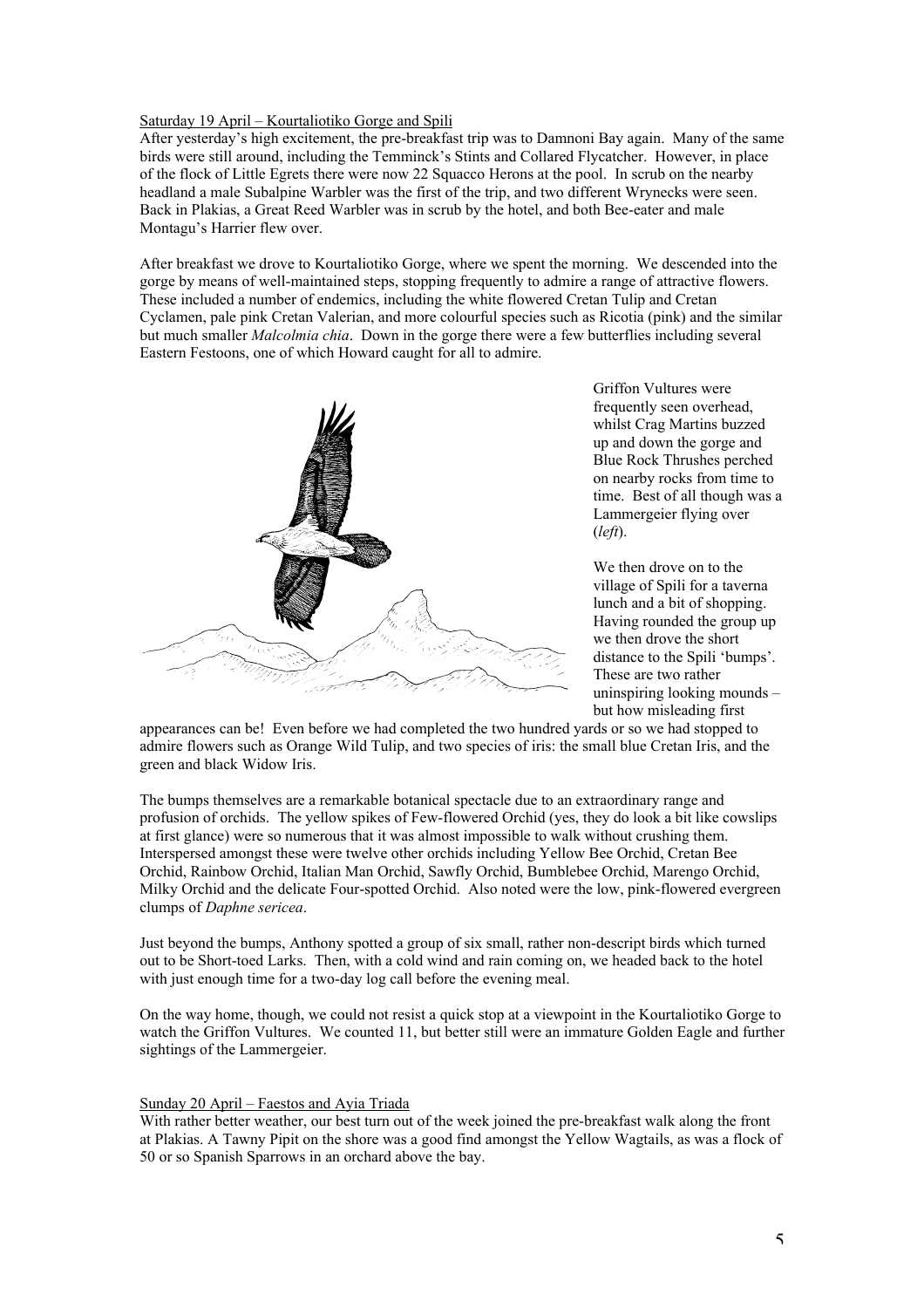Saturday 19 April – Kourtaliotiko Gorge and Spili

After yesterday's high excitement, the pre-breakfast trip was to Damnoni Bay again. Many of the same birds were still around, including the Temminck's Stints and Collared Flycatcher. However, in place of the flock of Little Egrets there were now 22 Squacco Herons at the pool. In scrub on the nearby headland a male Subalpine Warbler was the first of the trip, and two different Wrynecks were seen. Back in Plakias, a Great Reed Warbler was in scrub by the hotel, and both Bee-eater and male Montagu's Harrier flew over.

After breakfast we drove to Kourtaliotiko Gorge, where we spent the morning. We descended into the gorge by means of well-maintained steps, stopping frequently to admire a range of attractive flowers. These included a number of endemics, including the white flowered Cretan Tulip and Cretan Cyclamen, pale pink Cretan Valerian, and more colourful species such as Ricotia (pink) and the similar but much smaller *Malcolmia chia*. Down in the gorge there were a few butterflies including several Eastern Festoons, one of which Howard caught for all to admire.

Griffon Vultures were frequently seen overhead, whilst Crag Martins buzzed up and down the gorge and Blue Rock Thrushes perched on nearby rocks from time to time. Best of all though was a Lammergeier flying over (*left*).

We then drove on to the village of Spili for a taverna lunch and a bit of shopping. Having rounded the group up we then drove the short distance to the Spili 'bumps'. These are two rather uninspiring looking mounds – but how misleading first appearances can be! Even before we had completed the two hundred yards or so we had stopped to admire flowers such as Orange Wild Tulip, and two species of iris: the small blue Cretan Iris, and the green and black Widow Iris.

The bumps themselves are a remarkable botanical spectacle due to an extraordinary range and profusion of orchids. The yellow spikes of Few-flowered Orchid (yes, they do look a bit like cowslips at first glance) were so numerous that it was almost impossible to walk without crushing them. Interspersed amongst these were twelve other orchids including Yellow Bee Orchid, Cretan Bee Orchid, Rainbow Orchid, Italian Man Orchid, Sawfly Orchid, Bumblebee Orchid, Marengo Orchid, Milky Orchid and the delicate Four-spotted Orchid. Also noted were the low, pink-flowered evergreen clumps of *Daphne sericea*.

Just beyond the bumps, Anthony spotted a group of six small, rather non-descript birds which turned out to be Short-toed Larks. Then, with a cold wind and rain coming on, we headed back to the hotel with just enough time for a two-day log call before the evening meal.

On the way home, though, we could not resist a quick stop at a viewpoint in the Kourtaliotiko Gorge to watch the Griffon Vultures. We counted 11, but better still were an immature Golden Eagle and further sightings of the Lammergeier.

Sunday 20 April – Faestos and Ayia Triada

With rather better weather, our best turn out of the week joined the pre-breakfast walk along the front at Plakias. A Tawny Pipit on the shore was a good find amongst the Yellow Wagtails, as was a flock of 50 or so Spanish Sparrows in an orchard above the bay.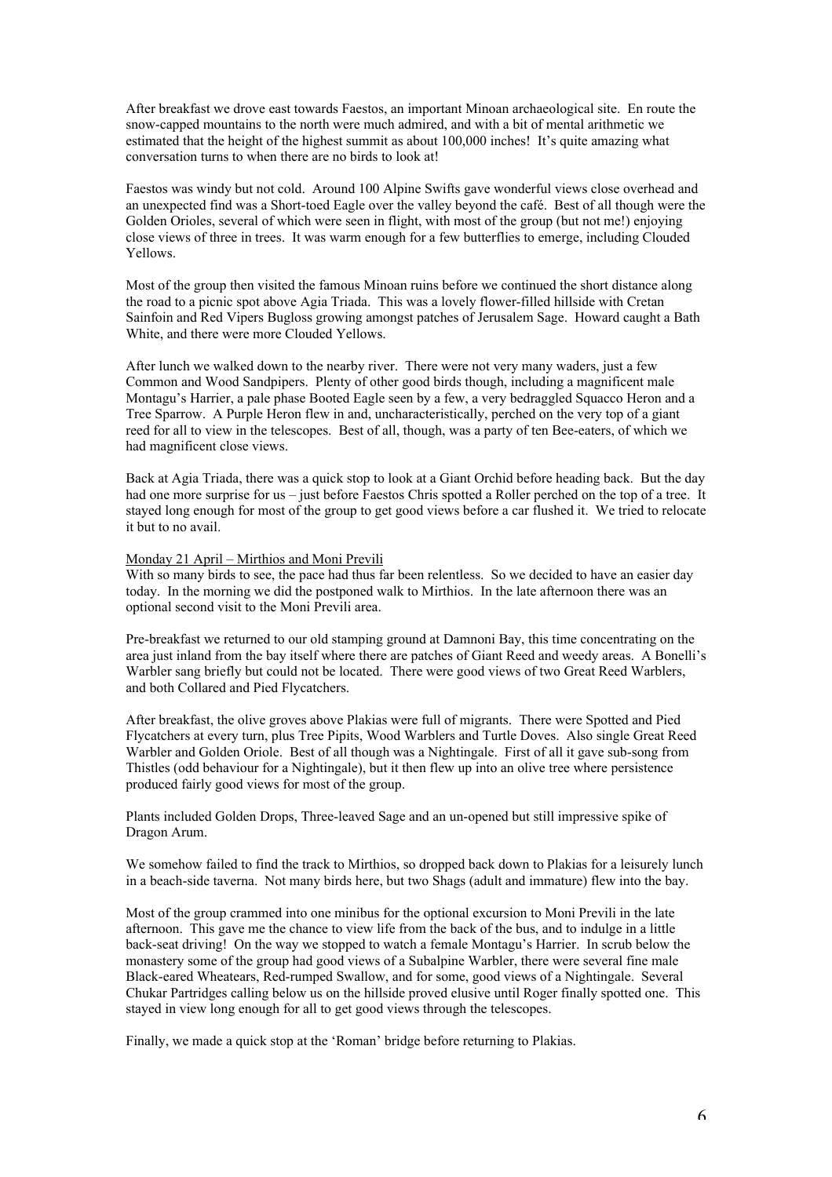After breakfast we drove east towards Faestos, an important Minoan archaeological site. En route the snow-capped mountains to the north were much admired, and with a bit of mental arithmetic we estimated that the height of the highest summit as about 100,000 inches! It's quite amazing what conversation turns to when there are no birds to look at!

Faestos was windy but not cold. Around 100 Alpine Swifts gave wonderful views close overhead and an unexpected find was a Short-toed Eagle over the valley beyond the café. Best of all though were the Golden Orioles, several of which were seen in flight, with most of the group (but not me!) enjoying close views of three in trees. It was warm enough for a few butterflies to emerge, including Clouded Yellows.

Most of the group then visited the famous Minoan ruins before we continued the short distance along the road to a picnic spot above Agia Triada. This was a lovely flower-filled hillside with Cretan Sainfoin and Red Vipers Bugloss growing amongst patches of Jerusalem Sage. Howard caught a Bath White, and there were more Clouded Yellows.

After lunch we walked down to the nearby river. There were not very many waders, just a few Common and Wood Sandpipers. Plenty of other good birds though, including a magnificent male Montagu's Harrier, a pale phase Booted Eagle seen by a few, a very bedraggled Squacco Heron and a Tree Sparrow. A Purple Heron flew in and, uncharacteristically, perched on the very top of a giant reed for all to view in the telescopes. Best of all, though, was a party of ten Bee-eaters, of which we had magnificent close views.

Back at Agia Triada, there was a quick stop to look at a Giant Orchid before heading back. But the day had one more surprise for us – just before Faestos Chris spotted a Roller perched on the top of a tree. It stayed long enough for most of the group to get good views before a car flushed it. We tried to relocate it but to no avail.

<u>Monday 21 April – Mirthios and Moni Previli</u>

With so many birds to see, the pace had thus far been relentless. So we decided to have an easier day today. In the morning we did the postponed walk to Mirthios. In the late afternoon there was an optional second visit to the Moni Previli area.

Pre-breakfast we returned to our old stamping ground at Damnoni Bay, this time concentrating on the area just inland from the bay itself where there are patches of Giant Reed and weedy areas. A Bonelli's Warbler sang briefly but could not be located. There were good views of two Great Reed Warblers, and both Collared and Pied Flycatchers.

After breakfast, the olive groves above Plakias were full of migrants. There were Spotted and Pied Flycatchers at every turn, plus Tree Pipits, Wood Warblers and Turtle Doves. Also single Great Reed Warbler and Golden Oriole. Best of all though was a Nightingale. First of all it gave sub-song from Thistles (odd behaviour for a Nightingale), but it then flew up into an olive tree where persistence produced fairly good views for most of the group.

Plants included Golden Drops, Three-leaved Sage and an un-opened but still impressive spike of Dragon Arum.

We somehow failed to find the track to Mirthios, so dropped back down to Plakias for a leisurely lunch in a beach-side taverna. Not many birds here, but two Shags (adult and immature) flew into the bay.

Most of the group crammed into one minibus for the optional excursion to Moni Previli in the late afternoon. This gave me the chance to view life from the back of the bus, and to indulge in a little back-seat driving! On the way we stopped to watch a female Montagu's Harrier. In scrub below the monastery some of the group had good views of a Subalpine Warbler, there were several fine male Black-eared Wheatears, Red-rumped Swallow, and for some, good views of a Nightingale. Several Chukar Partridges calling below us on the hillside proved elusive until Roger finally spotted one. This stayed in view long enough for all to get good views through the telescopes.

Finally, we made a quick stop at the 'Roman' bridge before returning to Plakias.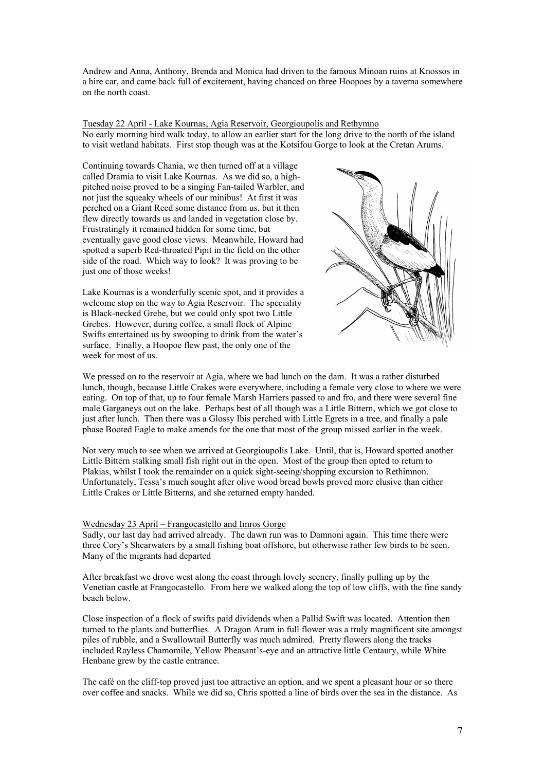Andrew and Anna, Anthony, Brenda and Monica had driven to the famous Minoan ruins at Knossos in a hire car, and came back full of excitement, having chanced on three Hoopoes by a taverna somewhere on the north coast.

Tuesday 22 April - Lake Kournas, Agia Reservoir, Georgioupolis and Rethymno

No early morning bird walk today, to allow an earlier start for the long drive to the north of the island to visit wetland habitats. First stop though was at the Kotsifou Gorge to look at the Cretan Arums.

Continuing towards Chania, we then turned off at a village called Dramia to visit Lake Kournas. As we did so, a high-pitched noise proved to be a singing Fan-tailed Warbler, and not just the squeaky wheels of our minibus! At first it was perched on a Giant Reed some distance from us, but it then flew directly towards us and landed in vegetation close by. Frustratingly it remained hidden for some time, but eventually gave good close views. Meanwhile, Howard had spotted a superb Red-throated Pipit in the field on the other side of the road. Which way to look? It was proving to be just one of those weeks!

Lake Kournas is a wonderfully scenic spot, and it provides a welcome stop on the way to Agia Reservoir. The speciality is Black-necked Grebe, but we could only spot two Little Grebes. However, during coffee, a small flock of Alpine Swifts entertained us by swooping to drink from the water's surface. Finally, a Hoopoe flew past, the only one of the week for most of us.

We pressed on to the reservoir at Agia, where we had lunch on the dam. It was a rather disturbed lunch, though, because Little Crakes were everywhere, including a female very close to where we were eating. On top of that, up to four female Marsh Harriers passed to and fro, and there were several fine male Garganeys out on the lake. Perhaps best of all though was a Little Bittern, which we got close to just after lunch. Then there was a Glossy Ibis perched with Little Egrets in a tree, and finally a pale phase Booted Eagle to make amends for the one that most of the group missed earlier in the week.

Not very much to see when we arrived at Georgioupolis Lake. Until, that is, Howard spotted another Little Bittern stalking small fish right out in the open. Most of the group then opted to return to Plakias, whilst I took the remainder on a quick sight-seeing/shopping excursion to Rethimnon. Unfortunately, Tessa's much sought after olive wood bread bowls proved more elusive than either Little Crakes or Little Bitterns, and she returned empty handed.

Wednesday 23 April – Frangocastello and Imros Gorge

Sadly, our last day had arrived already. The dawn run was to Damnoni again. This time there were three Cory's Shearwaters by a small fishing boat offshore, but otherwise rather few birds to be seen. Many of the migrants had departed

After breakfast we drove west along the coast through lovely scenery, finally pulling up by the Venetian castle at Frangocastello. From here we walked along the top of low cliffs, with the fine sandy beach below.

Close inspection of a flock of swifts paid dividends when a Pallid Swift was located. Attention then turned to the plants and butterflies. A Dragon Arum in full flower was a truly magnificent site amongst piles of rubble, and a Swallowtail Butterfly was much admired. Pretty flowers along the tracks included Rayless Chamomile, Yellow Pheasant's-eye and an attractive little Centaury, while White Henbane grew by the castle entrance.

The café on the cliff-top proved just too attractive an option, and we spent a pleasant hour or so there over coffee and snacks. While we did so, Chris spotted a line of birds over the sea in the distance. As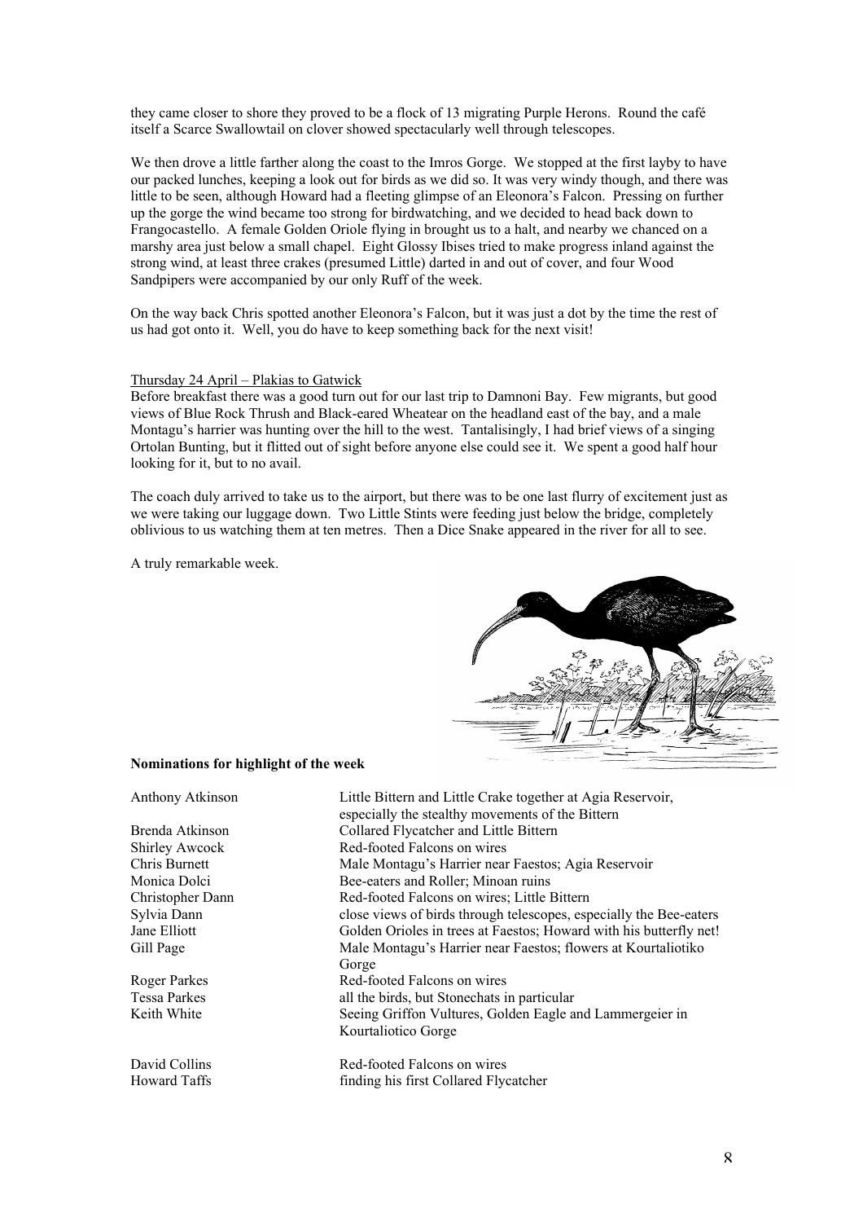they came closer to shore they proved to be a flock of 13 migrating Purple Herons. Round the café itself a Scarce Swallowtail on clover showed spectacularly well through telescopes.

We then drove a little farther along the coast to the Imros Gorge. We stopped at the first layby to have our packed lunches, keeping a look out for birds as we did so. It was very windy though, and there was little to be seen, although Howard had a fleeting glimpse of an Eleonora's Falcon. Pressing on further up the gorge the wind became too strong for birdwatching, and we decided to head back down to Frangocastello. A female Golden Oriole flying in brought us to a halt, and nearby we chanced on a marshy area just below a small chapel. Eight Glossy Ibises tried to make progress inland against the strong wind, at least three crakes (presumed Little) darted in and out of cover, and four Wood Sandpipers were accompanied by our only Ruff of the week.

On the way back Chris spotted another Eleonora's Falcon, but it was just a dot by the time the rest of us had got onto it. Well, you do have to keep something back for the next visit!

Thursday 24 April – Plakias to Gatwick

Before breakfast there was a good turn out for our last trip to Damnoni Bay. Few migrants, but good views of Blue Rock Thrush and Black-eared Wheatear on the headland east of the bay, and a male Montagu's harrier was hunting over the hill to the west. Tantalisingly, I had brief views of a singing Ortolan Bunting, but it flitted out of sight before anyone else could see it. We spent a good half hour looking for it, but to no avail.

The coach duly arrived to take us to the airport, but there was to be one last flurry of excitement just as we were taking our luggage down. Two Little Stints were feeding just below the bridge, completely oblivious to us watching them at ten metres. Then a Dice Snake appeared in the river for all to see.

A truly remarkable week.

**Nominations for highlight of the week**

| | |
|---|---|
| Anthony Atkinson | Little Bittern and Little Crake together at Agia Reservoir, especially the stealthy movements of the Bittern |
| Brenda Atkinson | Collared Flycatcher and Little Bittern |
| Shirley Awcock | Red-footed Falcons on wires |
| Chris Burnett | Male Montagu's Harrier near Faestos; Agia Reservoir |
| Monica Dolci | Bee-eaters and Roller; Minoan ruins |
| Christopher Dann | Red-footed Falcons on wires; Little Bittern |
| Sylvia Dann | close views of birds through telescopes, especially the Bee-eaters |
| Jane Elliott | Golden Orioles in trees at Faestos; Howard with his butterfly net! |
| Gill Page | Male Montagu's Harrier near Faestos; flowers at Kourtaliotiko Gorge |
| Roger Parkes | Red-footed Falcons on wires |
| Tessa Parkes | all the birds, but Stonechats in particular |
| Keith White | Seeing Griffon Vultures, Golden Eagle and Lammergeier in Kourtaliotico Gorge |
| David Collins | Red-footed Falcons on wires |
| Howard Taffs | finding his first Collared Flycatcher |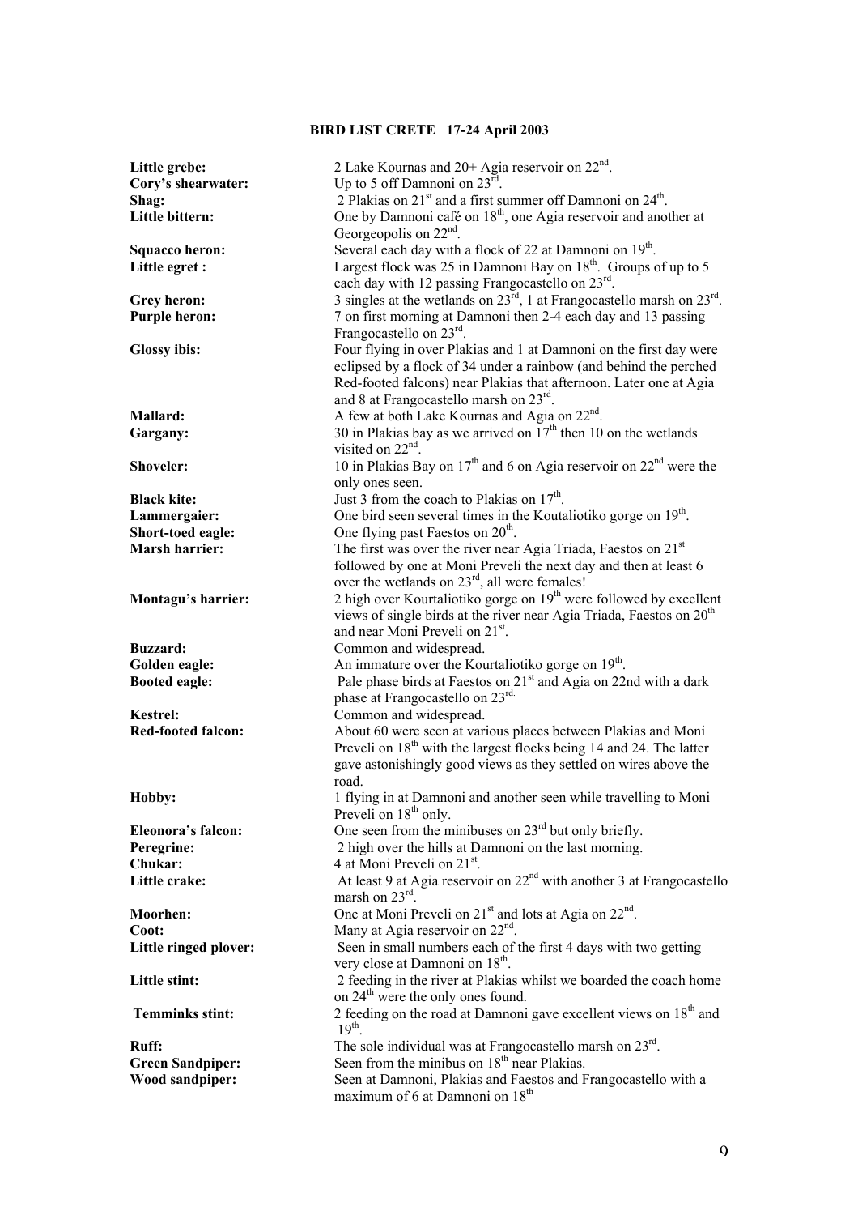# BIRD LIST CRETE 17-24 April 2003

**Little grebe:** 2 Lake Kournas and 20+ Agia reservoir on 22nd.

**Cory's shearwater:** Up to 5 off Damnoni on 23rd.

**Shag:** 2 Plakias on 21st and a first summer off Damnoni on 24th.

**Little bittern:** One by Damnoni café on 18th, one Agia reservoir and another at Georgeopolis on 22nd.

**Squacco heron:** Several each day with a flock of 22 at Damnoni on 19th.

**Little egret :** Largest flock was 25 in Damnoni Bay on 18th. Groups of up to 5 each day with 12 passing Frangocastello on 23rd.

**Grey heron:** 3 singles at the wetlands on 23rd, 1 at Frangocastello marsh on 23rd.

**Purple heron:** 7 on first morning at Damnoni then 2-4 each day and 13 passing Frangocastello on 23rd.

**Glossy ibis:** Four flying in over Plakias and 1 at Damnoni on the first day were eclipsed by a flock of 34 under a rainbow (and behind the perched Red-footed falcons) near Plakias that afternoon. Later one at Agia and 8 at Frangocastello marsh on 23rd.

**Mallard:** A few at both Lake Kournas and Agia on 22nd.

**Gargany:** 30 in Plakias bay as we arrived on 17th then 10 on the wetlands visited on 22nd.

**Shoveler:** 10 in Plakias Bay on 17th and 6 on Agia reservoir on 22nd were the only ones seen.

**Black kite:** Just 3 from the coach to Plakias on 17th.

**Lammergaier:** One bird seen several times in the Koutaliotiko gorge on 19th.

**Short-toed eagle:** One flying past Faestos on 20th.

**Marsh harrier:** The first was over the river near Agia Triada, Faestos on 21st followed by one at Moni Preveli the next day and then at least 6 over the wetlands on 23rd, all were females!

**Montagu's harrier:** 2 high over Kourtaliotiko gorge on 19th were followed by excellent views of single birds at the river near Agia Triada, Faestos on 20th and near Moni Preveli on 21st.

**Buzzard:** Common and widespread.

**Golden eagle:** An immature over the Kourtaliotiko gorge on 19th.

**Booted eagle:** Pale phase birds at Faestos on 21st and Agia on 22nd with a dark phase at Frangocastello on 23rd.

**Kestrel:** Common and widespread.

**Red-footed falcon:** About 60 were seen at various places between Plakias and Moni Preveli on 18th with the largest flocks being 14 and 24. The latter gave astonishingly good views as they settled on wires above the road.

**Hobby:** 1 flying in at Damnoni and another seen while travelling to Moni Preveli on 18th only.

**Eleonora's falcon:** One seen from the minibuses on 23rd but only briefly.

**Peregrine:** 2 high over the hills at Damnoni on the last morning.

**Chukar:** 4 at Moni Preveli on 21st.

**Little crake:** At least 9 at Agia reservoir on 22nd with another 3 at Frangocastello marsh on 23rd.

**Moorhen:** One at Moni Preveli on 21st and lots at Agia on 22nd.

**Coot:** Many at Agia reservoir on 22nd.

**Little ringed plover:** Seen in small numbers each of the first 4 days with two getting very close at Damnoni on 18th.

**Little stint:** 2 feeding in the river at Plakias whilst we boarded the coach home on 24th were the only ones found.

**Temminks stint:** 2 feeding on the road at Damnoni gave excellent views on 18th and 19th.

**Ruff:** The sole individual was at Frangocastello marsh on 23rd.

**Green Sandpiper:** Seen from the minibus on 18th near Plakias.

**Wood sandpiper:** Seen at Damnoni, Plakias and Faestos and Frangocastello with a maximum of 6 at Damnoni on 18th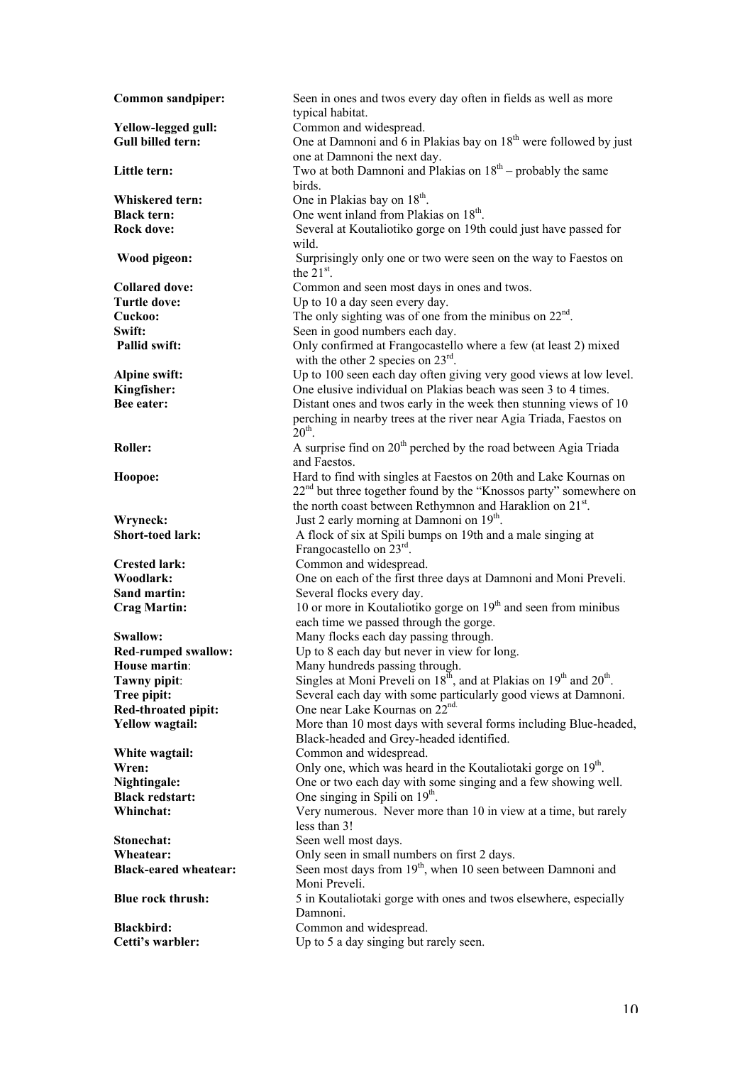**Common sandpiper:** Seen in ones and twos every day often in fields as well as more typical habitat.

**Yellow-legged gull:** Common and widespread.

**Gull billed tern:** One at Damnoni and 6 in Plakias bay on 18th were followed by just one at Damnoni the next day.

**Little tern:** Two at both Damnoni and Plakias on 18th – probably the same birds.

**Whiskered tern:** One in Plakias bay on 18th.

**Black tern:** One went inland from Plakias on 18th.

**Rock dove:** Several at Koutaliotiko gorge on 19th could just have passed for wild.

**Wood pigeon:** Surprisingly only one or two were seen on the way to Faestos on the 21st.

**Collared dove:** Common and seen most days in ones and twos.

**Turtle dove:** Up to 10 a day seen every day.

**Cuckoo:** The only sighting was of one from the minibus on 22nd.

**Swift:** Seen in good numbers each day.

**Pallid swift:** Only confirmed at Frangocastello where a few (at least 2) mixed with the other 2 species on 23rd.

**Alpine swift:** Up to 100 seen each day often giving very good views at low level.

**Kingfisher:** One elusive individual on Plakias beach was seen 3 to 4 times.

**Bee eater:** Distant ones and twos early in the week then stunning views of 10 perching in nearby trees at the river near Agia Triada, Faestos on 20th.

**Roller:** A surprise find on 20th perched by the road between Agia Triada and Faestos.

**Hoopoe:** Hard to find with singles at Faestos on 20th and Lake Kournas on 22nd but three together found by the "Knossos party" somewhere on the north coast between Rethymnon and Haraklion on 21st.

**Wryneck:** Just 2 early morning at Damnoni on 19th.

**Short-toed lark:** A flock of six at Spili bumps on 19th and a male singing at Frangocastello on 23rd.

**Crested lark:** Common and widespread.

**Woodlark:** One on each of the first three days at Damnoni and Moni Preveli.

**Sand martin:** Several flocks every day.

**Crag Martin:** 10 or more in Koutaliotiko gorge on 19th and seen from minibus each time we passed through the gorge.

**Swallow:** Many flocks each day passing through.

**Red-rumped swallow:** Up to 8 each day but never in view for long.

**House martin:** Many hundreds passing through.

**Tawny pipit:** Singles at Moni Preveli on 18th, and at Plakias on 19th and 20th.

**Tree pipit:** Several each day with some particularly good views at Damnoni.

**Red-throated pipit:** One near Lake Kournas on 22nd.

**Yellow wagtail:** More than 10 most days with several forms including Blue-headed, Black-headed and Grey-headed identified.

**White wagtail:** Common and widespread.

**Wren:** Only one, which was heard in the Koutaliotaki gorge on 19th.

**Nightingale:** One or two each day with some singing and a few showing well.

**Black redstart:** One singing in Spili on 19th.

**Whinchat:** Very numerous. Never more than 10 in view at a time, but rarely less than 3!

**Stonechat:** Seen well most days.

**Wheatear:** Only seen in small numbers on first 2 days.

**Black-eared wheatear:** Seen most days from 19th, when 10 seen between Damnoni and Moni Preveli.

**Blue rock thrush:** 5 in Koutaliotaki gorge with ones and twos elsewhere, especially Damnoni.

**Blackbird:** Common and widespread.

**Cetti's warbler:** Up to 5 a day singing but rarely seen.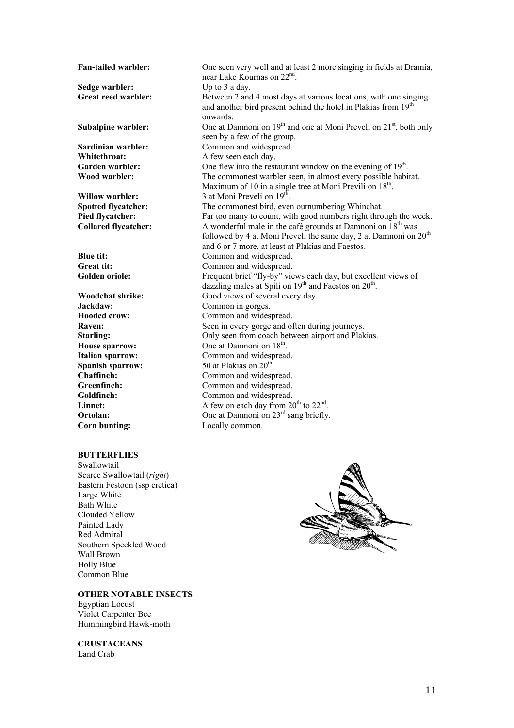**Fan-tailed warbler:** One seen very well and at least 2 more singing in fields at Dramia, near Lake Kournas on 22nd.

**Sedge warbler:** Up to 3 a day.

**Great reed warbler:** Between 2 and 4 most days at various locations, with one singing and another bird present behind the hotel in Plakias from 19th onwards.

**Subalpine warbler:** One at Damnoni on 19th and one at Moni Preveli on 21st, both only seen by a few of the group.

**Sardinian warbler:** Common and widespread.

**Whitethroat:** A few seen each day.

**Garden warbler:** One flew into the restaurant window on the evening of 19th.

**Wood warbler:** The commonest warbler seen, in almost every possible habitat. Maximum of 10 in a single tree at Moni Previli on 18th.

**Willow warbler:** 3 at Moni Preveli on 19th.

**Spotted flycatcher:** The commonest bird, even outnumbering Whinchat.

**Pied flycatcher:** Far too many to count, with good numbers right through the week.

**Collared flycatcher:** A wonderful male in the café grounds at Damnoni on 18th was followed by 4 at Moni Preveli the same day, 2 at Damnoni on 20th and 6 or 7 more, at least at Plakias and Faestos.

**Blue tit:** Common and widespread.

**Great tit:** Common and widespread.

**Golden oriole:** Frequent brief "fly-by" views each day, but excellent views of dazzling males at Spili on 19th and Faestos on 20th.

**Woodchat shrike:** Good views of several every day.

**Jackdaw:** Common in gorges.

**Hooded crow:** Common and widespread.

**Raven:** Seen in every gorge and often during journeys.

**Starling:** Only seen from coach between airport and Plakias.

**House sparrow:** One at Damnoni on 18th.

**Italian sparrow:** Common and widespread.

**Spanish sparrow:** 50 at Plakias on 20th.

**Chaffinch:** Common and widespread.

**Greenfinch:** Common and widespread.

**Goldfinch:** Common and widespread.

**Linnet:** A few on each day from 20th to 22nd.

**Ortolan:** One at Damnoni on 23rd sang briefly.

**Corn bunting:** Locally common.

**BUTTERFLIES**

Swallowtail
Scarce Swallowtail (*right*)
Eastern Festoon (ssp cretica)
Large White
Bath White
Clouded Yellow
Painted Lady
Red Admiral
Southern Speckled Wood
Wall Brown
Holly Blue
Common Blue

**OTHER NOTABLE INSECTS**

Egyptian Locust
Violet Carpenter Bee
Hummingbird Hawk-moth

**CRUSTACEANS**

Land Crab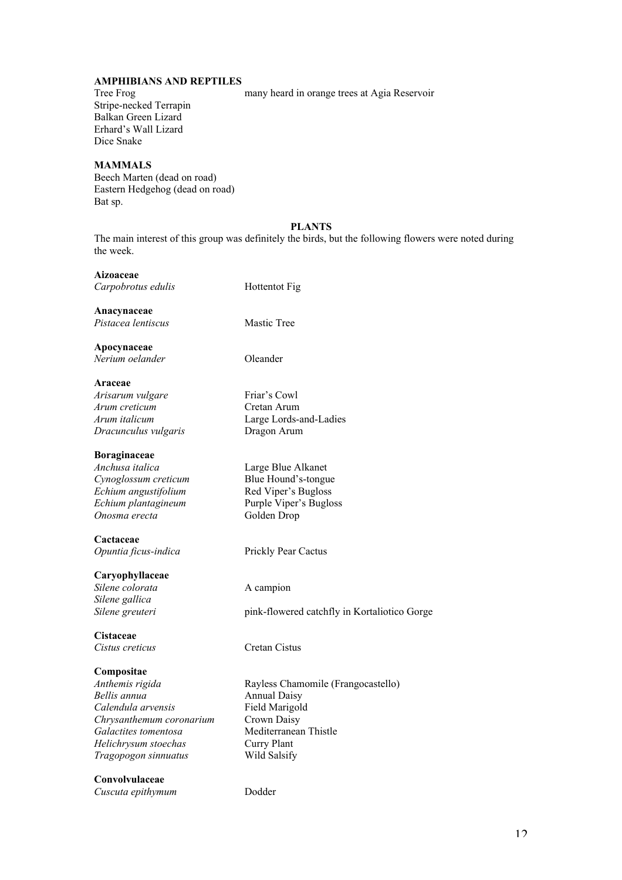**AMPHIBIANS AND REPTILES**

| | |
|---|---|
| Tree Frog | many heard in orange trees at Agia Reservoir |
| Stripe-necked Terrapin | |
| Balkan Green Lizard | |
| Erhard's Wall Lizard | |
| Dice Snake | |

**MAMMALS**

Beech Marten (dead on road)
Eastern Hedgehog (dead on road)
Bat sp.

**PLANTS**

The main interest of this group was definitely the birds, but the following flowers were noted during the week.

**Aizoaceae**

| | |
|---|---|
| *Carpobrotus edulis* | Hottentot Fig |

**Anacynaceae**

| | |
|---|---|
| *Pistacea lentiscus* | Mastic Tree |

**Apocynaceae**

| | |
|---|---|
| *Nerium oelander* | Oleander |

**Araceae**

| | |
|---|---|
| *Arisarum vulgare* | Friar's Cowl |
| *Arum creticum* | Cretan Arum |
| *Arum italicum* | Large Lords-and-Ladies |
| *Dracunculus vulgaris* | Dragon Arum |

**Boraginaceae**

| | |
|---|---|
| *Anchusa italica* | Large Blue Alkanet |
| *Cynoglossum creticum* | Blue Hound's-tongue |
| *Echium angustifolium* | Red Viper's Bugloss |
| *Echium plantagineum* | Purple Viper's Bugloss |
| *Onosma erecta* | Golden Drop |

**Cactaceae**

| | |
|---|---|
| *Opuntia ficus-indica* | Prickly Pear Cactus |

**Caryophyllaceae**

| | |
|---|---|
| *Silene colorata* | A campion |
| *Silene gallica* | |
| *Silene greuteri* | pink-flowered catchfly in Kortaliotico Gorge |

**Cistaceae**

| | |
|---|---|
| *Cistus creticus* | Cretan Cistus |

**Compositae**

| | |
|---|---|
| *Anthemis rigida* | Rayless Chamomile (Frangocastello) |
| *Bellis annua* | Annual Daisy |
| *Calendula arvensis* | Field Marigold |
| *Chrysanthemum coronarium* | Crown Daisy |
| *Galactites tomentosa* | Mediterranean Thistle |
| *Helichrysum stoechas* | Curry Plant |
| *Tragopogon sinnuatus* | Wild Salsify |

**Convolvulaceae**

| | |
|---|---|
| *Cuscuta epithymum* | Dodder |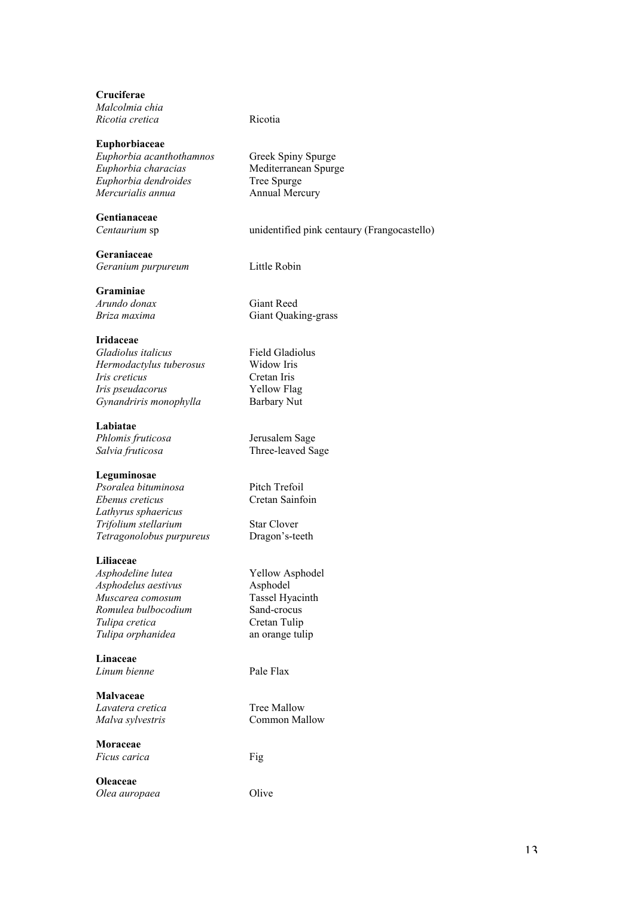**Cruciferae**

*Malcolmia chia*

*Ricotia cretica* — Ricotia

**Euphorbiaceae**

*Euphorbia acanthothamnos* — Greek Spiny Spurge

*Euphorbia characias* — Mediterranean Spurge

*Euphorbia dendroides* — Tree Spurge

*Mercurialis annua* — Annual Mercury

**Gentianaceae**

*Centaurium* sp — unidentified pink centaury (Frangocastello)

**Geraniaceae**

*Geranium purpureum* — Little Robin

**Graminiae**

*Arundo donax* — Giant Reed

*Briza maxima* — Giant Quaking-grass

**Iridaceae**

*Gladiolus italicus* — Field Gladiolus

*Hermodactylus tuberosus* — Widow Iris

*Iris creticus* — Cretan Iris

*Iris pseudacorus* — Yellow Flag

*Gynandriris monophylla* — Barbary Nut

**Labiatae**

*Phlomis fruticosa* — Jerusalem Sage

*Salvia fruticosa* — Three-leaved Sage

**Leguminosae**

*Psoralea bituminosa* — Pitch Trefoil

*Ebenus creticus* — Cretan Sainfoin

*Lathyrus sphaericus*

*Trifolium stellarium* — Star Clover

*Tetragonolobus purpureus* — Dragon's-teeth

**Liliaceae**

*Asphodeline lutea* — Yellow Asphodel

*Asphodelus aestivus* — Asphodel

*Muscarea comosum* — Tassel Hyacinth

*Romulea bulbocodium* — Sand-crocus

*Tulipa cretica* — Cretan Tulip

*Tulipa orphanidea* — an orange tulip

**Linaceae**

*Linum bienne* — Pale Flax

**Malvaceae**

*Lavatera cretica* — Tree Mallow

*Malva sylvestris* — Common Mallow

**Moraceae**

*Ficus carica* — Fig

**Oleaceae**

*Olea auropaea* — Olive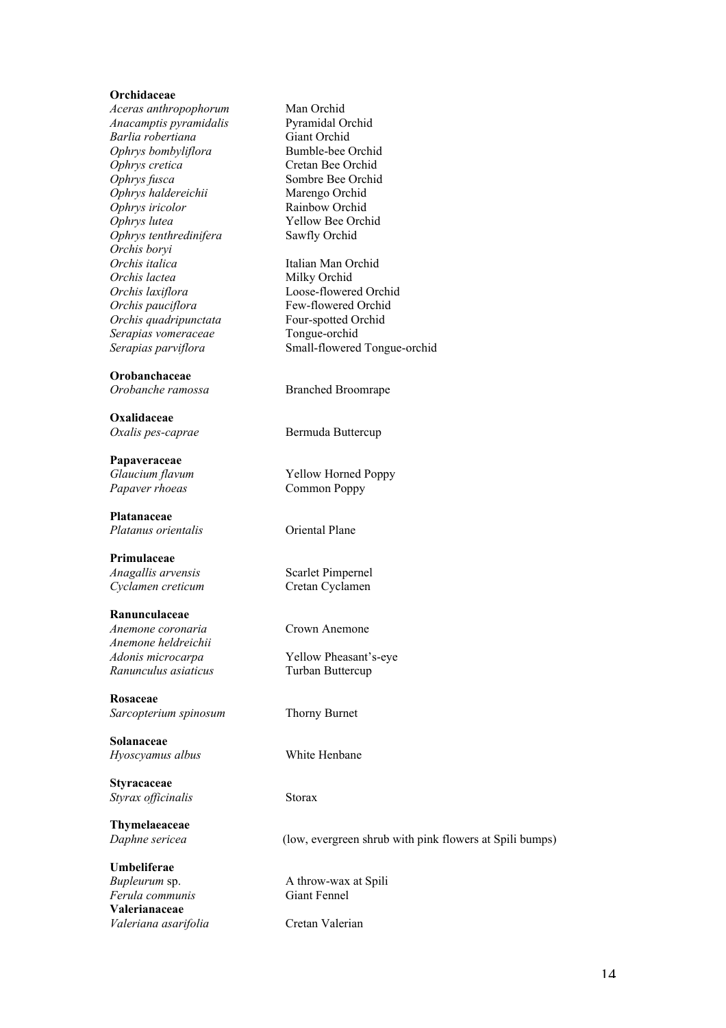**Orchidaceae**

| | |
|---|---|
| *Aceras anthropophorum* | Man Orchid |
| *Anacamptis pyramidalis* | Pyramidal Orchid |
| *Barlia robertiana* | Giant Orchid |
| *Ophrys bombyliflora* | Bumble-bee Orchid |
| *Ophrys cretica* | Cretan Bee Orchid |
| *Ophrys fusca* | Sombre Bee Orchid |
| *Ophrys haldereichii* | Marengo Orchid |
| *Ophrys iricolor* | Rainbow Orchid |
| *Ophrys lutea* | Yellow Bee Orchid |
| *Ophrys tenthredinifera* | Sawfly Orchid |
| *Orchis boryi* | |
| *Orchis italica* | Italian Man Orchid |
| *Orchis lactea* | Milky Orchid |
| *Orchis laxiflora* | Loose-flowered Orchid |
| *Orchis pauciflora* | Few-flowered Orchid |
| *Orchis quadripunctata* | Four-spotted Orchid |
| *Serapias vomeraceae* | Tongue-orchid |
| *Serapias parviflora* | Small-flowered Tongue-orchid |

**Orobanchaceae**

| | |
|---|---|
| *Orobanche ramossa* | Branched Broomrape |

**Oxalidaceae**

| | |
|---|---|
| *Oxalis pes-caprae* | Bermuda Buttercup |

**Papaveraceae**

| | |
|---|---|
| *Glaucium flavum* | Yellow Horned Poppy |
| *Papaver rhoeas* | Common Poppy |

**Platanaceae**

| | |
|---|---|
| *Platanus orientalis* | Oriental Plane |

**Primulaceae**

| | |
|---|---|
| *Anagallis arvensis* | Scarlet Pimpernel |
| *Cyclamen creticum* | Cretan Cyclamen |

**Ranunculaceae**

| | |
|---|---|
| *Anemone coronaria* | Crown Anemone |
| *Anemone heldreichii* | |
| *Adonis microcarpa* | Yellow Pheasant's-eye |
| *Ranunculus asiaticus* | Turban Buttercup |

**Rosaceae**

| | |
|---|---|
| *Sarcopterium spinosum* | Thorny Burnet |

**Solanaceae**

| | |
|---|---|
| *Hyoscyamus albus* | White Henbane |

**Styracaceae**

| | |
|---|---|
| *Styrax officinalis* | Storax |

**Thymelaeaceae**

| | |
|---|---|
| *Daphne sericea* | (low, evergreen shrub with pink flowers at Spili bumps) |

**Umbeliferae**

| | |
|---|---|
| *Bupleurum* sp. | A throw-wax at Spili |
| *Ferula communis* | Giant Fennel |

**Valerianaceae**

| | |
|---|---|
| *Valeriana asarifolia* | Cretan Valerian |